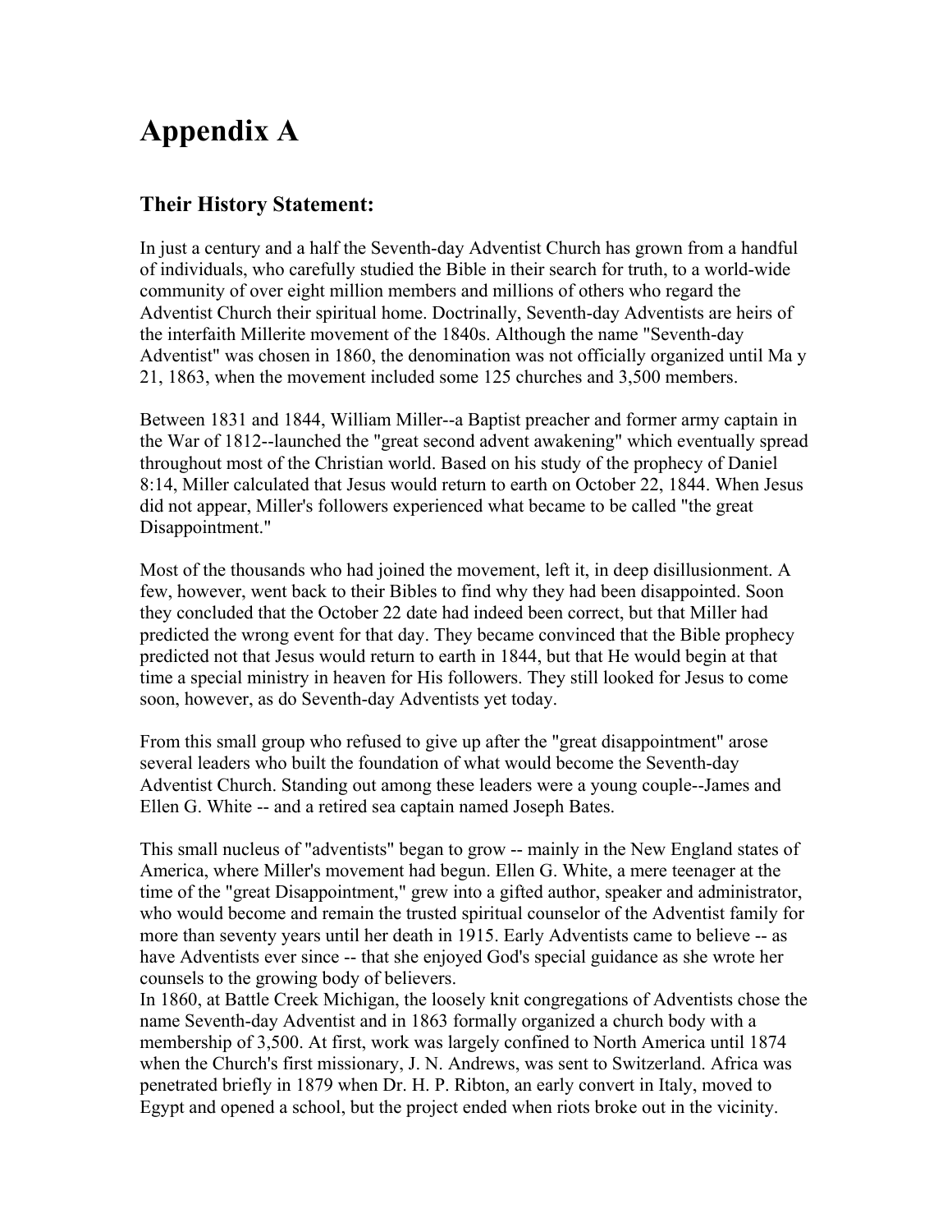# Appendix A

## Their History Statement:

In just a century and a half the Seventh-day Adventist Church has grown from a handful of individuals, who carefully studied the Bible in their search for truth, to a world-wide community of over eight million members and millions of others who regard the Adventist Church their spiritual home. Doctrinally, Seventh-day Adventists are heirs of the interfaith Millerite movement of the 1840s. Although the name "Seventh-day Adventist" was chosen in 1860, the denomination was not officially organized until Ma y 21, 1863, when the movement included some 125 churches and 3,500 members.

Between 1831 and 1844, William Miller--a Baptist preacher and former army captain in the War of 1812--launched the "great second advent awakening" which eventually spread throughout most of the Christian world. Based on his study of the prophecy of Daniel 8:14, Miller calculated that Jesus would return to earth on October 22, 1844. When Jesus did not appear, Miller's followers experienced what became to be called "the great Disappointment."

Most of the thousands who had joined the movement, left it, in deep disillusionment. A few, however, went back to their Bibles to find why they had been disappointed. Soon they concluded that the October 22 date had indeed been correct, but that Miller had predicted the wrong event for that day. They became convinced that the Bible prophecy predicted not that Jesus would return to earth in 1844, but that He would begin at that time a special ministry in heaven for His followers. They still looked for Jesus to come soon, however, as do Seventh-day Adventists yet today.

From this small group who refused to give up after the "great disappointment" arose several leaders who built the foundation of what would become the Seventh-day Adventist Church. Standing out among these leaders were a young couple--James and Ellen G. White -- and a retired sea captain named Joseph Bates.

This small nucleus of "adventists" began to grow -- mainly in the New England states of America, where Miller's movement had begun. Ellen G. White, a mere teenager at the time of the "great Disappointment," grew into a gifted author, speaker and administrator, who would become and remain the trusted spiritual counselor of the Adventist family for more than seventy years until her death in 1915. Early Adventists came to believe -- as have Adventists ever since -- that she enjoyed God's special guidance as she wrote her counsels to the growing body of believers.

In 1860, at Battle Creek Michigan, the loosely knit congregations of Adventists chose the name Seventh-day Adventist and in 1863 formally organized a church body with a membership of 3,500. At first, work was largely confined to North America until 1874 when the Church's first missionary, J. N. Andrews, was sent to Switzerland. Africa was penetrated briefly in 1879 when Dr. H. P. Ribton, an early convert in Italy, moved to Egypt and opened a school, but the project ended when riots broke out in the vicinity.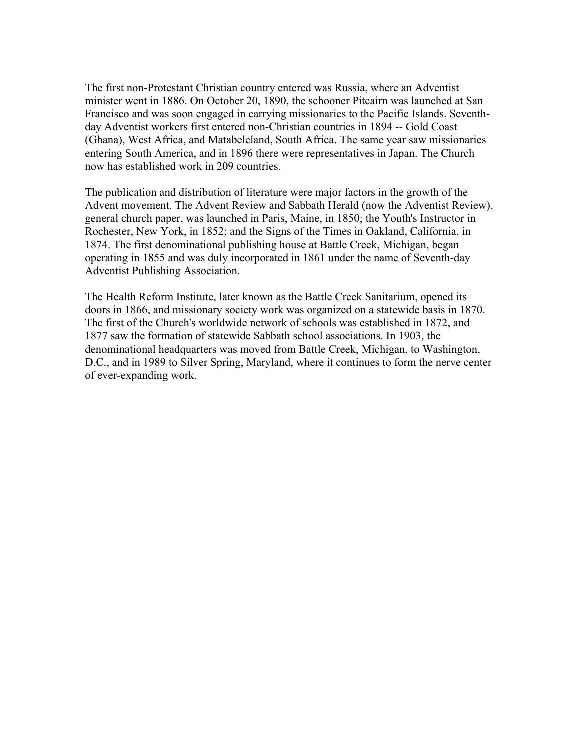The first non-Protestant Christian country entered was Russia, where an Adventist minister went in 1886. On October 20, 1890, the schooner Pitcairn was launched at San Francisco and was soon engaged in carrying missionaries to the Pacific Islands. Seventh-day Adventist workers first entered non-Christian countries in 1894 -- Gold Coast (Ghana), West Africa, and Matabeleland, South Africa. The same year saw missionaries entering South America, and in 1896 there were representatives in Japan. The Church now has established work in 209 countries.

The publication and distribution of literature were major factors in the growth of the Advent movement. The Advent Review and Sabbath Herald (now the Adventist Review), general church paper, was launched in Paris, Maine, in 1850; the Youth's Instructor in Rochester, New York, in 1852; and the Signs of the Times in Oakland, California, in 1874. The first denominational publishing house at Battle Creek, Michigan, began operating in 1855 and was duly incorporated in 1861 under the name of Seventh-day Adventist Publishing Association.

The Health Reform Institute, later known as the Battle Creek Sanitarium, opened its doors in 1866, and missionary society work was organized on a statewide basis in 1870. The first of the Church's worldwide network of schools was established in 1872, and 1877 saw the formation of statewide Sabbath school associations. In 1903, the denominational headquarters was moved from Battle Creek, Michigan, to Washington, D.C., and in 1989 to Silver Spring, Maryland, where it continues to form the nerve center of ever-expanding work.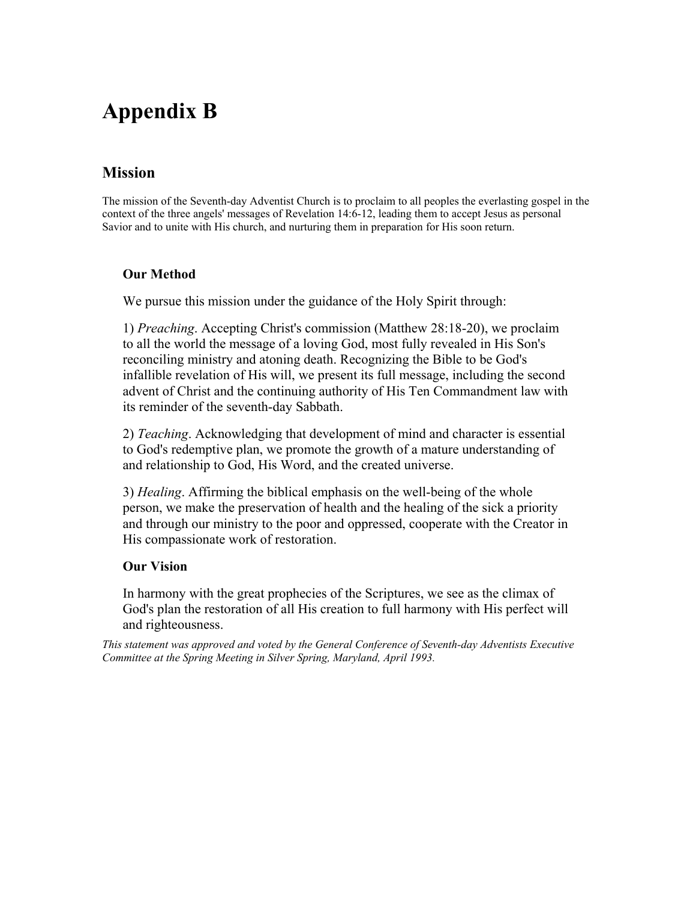# Appendix B

## Mission

The mission of the Seventh-day Adventist Church is to proclaim to all peoples the everlasting gospel in the context of the three angels' messages of Revelation 14:6-12, leading them to accept Jesus as personal Savior and to unite with His church, and nurturing them in preparation for His soon return.

### Our Method

We pursue this mission under the guidance of the Holy Spirit through:

1) *Preaching*. Accepting Christ's commission (Matthew 28:18-20), we proclaim to all the world the message of a loving God, most fully revealed in His Son's reconciling ministry and atoning death. Recognizing the Bible to be God's infallible revelation of His will, we present its full message, including the second advent of Christ and the continuing authority of His Ten Commandment law with its reminder of the seventh-day Sabbath.

2) *Teaching*. Acknowledging that development of mind and character is essential to God's redemptive plan, we promote the growth of a mature understanding of and relationship to God, His Word, and the created universe.

3) *Healing*. Affirming the biblical emphasis on the well-being of the whole person, we make the preservation of health and the healing of the sick a priority and through our ministry to the poor and oppressed, cooperate with the Creator in His compassionate work of restoration.

### Our Vision

In harmony with the great prophecies of the Scriptures, we see as the climax of God's plan the restoration of all His creation to full harmony with His perfect will and righteousness.

*This statement was approved and voted by the General Conference of Seventh-day Adventists Executive Committee at the Spring Meeting in Silver Spring, Maryland, April 1993.*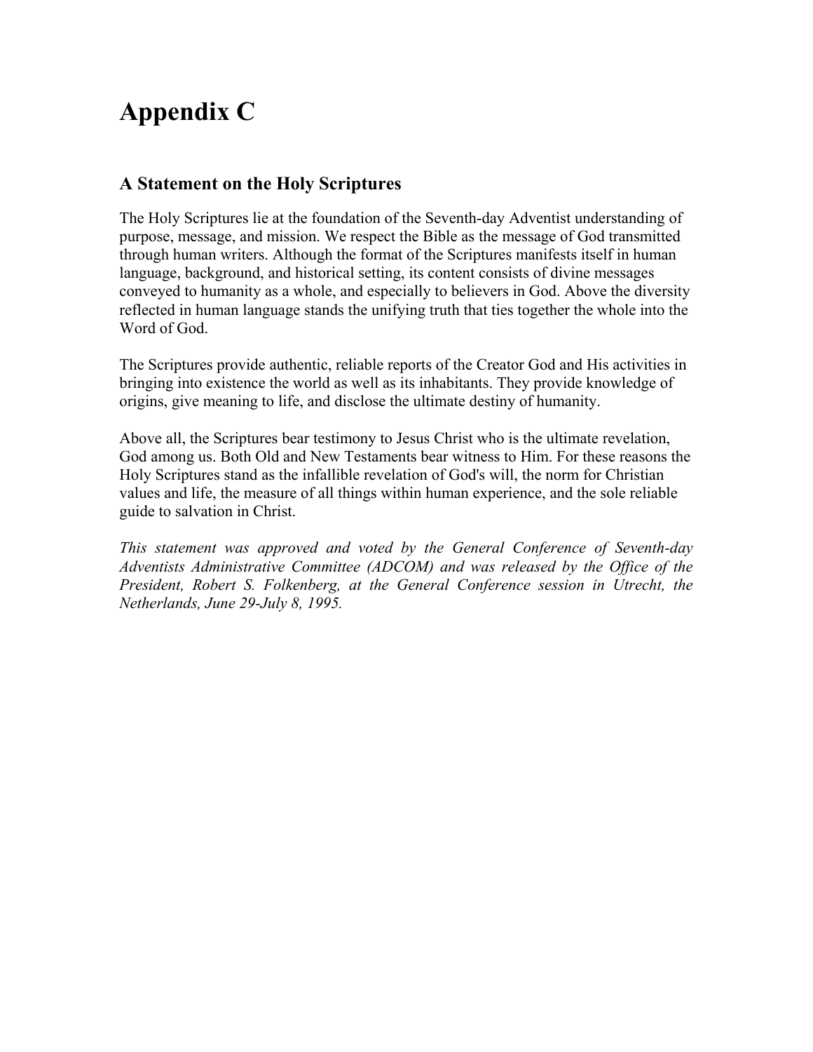# Appendix C

## A Statement on the Holy Scriptures

The Holy Scriptures lie at the foundation of the Seventh-day Adventist understanding of purpose, message, and mission. We respect the Bible as the message of God transmitted through human writers. Although the format of the Scriptures manifests itself in human language, background, and historical setting, its content consists of divine messages conveyed to humanity as a whole, and especially to believers in God. Above the diversity reflected in human language stands the unifying truth that ties together the whole into the Word of God.

The Scriptures provide authentic, reliable reports of the Creator God and His activities in bringing into existence the world as well as its inhabitants. They provide knowledge of origins, give meaning to life, and disclose the ultimate destiny of humanity.

Above all, the Scriptures bear testimony to Jesus Christ who is the ultimate revelation, God among us. Both Old and New Testaments bear witness to Him. For these reasons the Holy Scriptures stand as the infallible revelation of God's will, the norm for Christian values and life, the measure of all things within human experience, and the sole reliable guide to salvation in Christ.

*This statement was approved and voted by the General Conference of Seventh-day Adventists Administrative Committee (ADCOM) and was released by the Office of the President, Robert S. Folkenberg, at the General Conference session in Utrecht, the Netherlands, June 29-July 8, 1995.*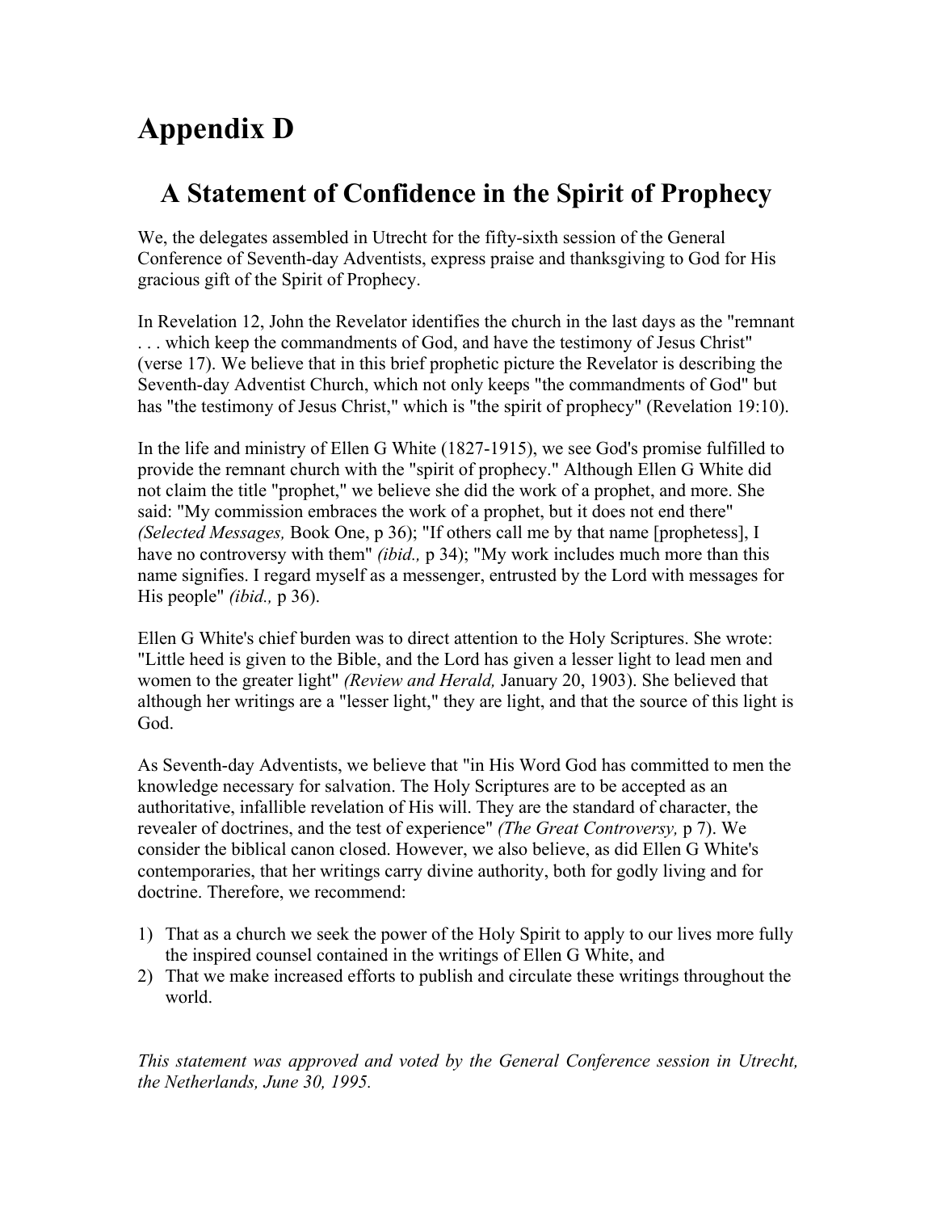# Appendix D

## A Statement of Confidence in the Spirit of Prophecy

We, the delegates assembled in Utrecht for the fifty-sixth session of the General Conference of Seventh-day Adventists, express praise and thanksgiving to God for His gracious gift of the Spirit of Prophecy.

In Revelation 12, John the Revelator identifies the church in the last days as the "remnant . . . which keep the commandments of God, and have the testimony of Jesus Christ" (verse 17). We believe that in this brief prophetic picture the Revelator is describing the Seventh-day Adventist Church, which not only keeps "the commandments of God" but has "the testimony of Jesus Christ," which is "the spirit of prophecy" (Revelation 19:10).

In the life and ministry of Ellen G White (1827-1915), we see God's promise fulfilled to provide the remnant church with the "spirit of prophecy." Although Ellen G White did not claim the title "prophet," we believe she did the work of a prophet, and more. She said: "My commission embraces the work of a prophet, but it does not end there" *(Selected Messages,* Book One, p 36); "If others call me by that name [prophetess], I have no controversy with them" *(ibid.,* p 34); "My work includes much more than this name signifies. I regard myself as a messenger, entrusted by the Lord with messages for His people" *(ibid.,* p 36).

Ellen G White's chief burden was to direct attention to the Holy Scriptures. She wrote: "Little heed is given to the Bible, and the Lord has given a lesser light to lead men and women to the greater light" *(Review and Herald,* January 20, 1903). She believed that although her writings are a "lesser light," they are light, and that the source of this light is God.

As Seventh-day Adventists, we believe that "in His Word God has committed to men the knowledge necessary for salvation. The Holy Scriptures are to be accepted as an authoritative, infallible revelation of His will. They are the standard of character, the revealer of doctrines, and the test of experience" *(The Great Controversy,* p 7). We consider the biblical canon closed. However, we also believe, as did Ellen G White's contemporaries, that her writings carry divine authority, both for godly living and for doctrine. Therefore, we recommend:

1) That as a church we seek the power of the Holy Spirit to apply to our lives more fully the inspired counsel contained in the writings of Ellen G White, and
2) That we make increased efforts to publish and circulate these writings throughout the world.

*This statement was approved and voted by the General Conference session in Utrecht, the Netherlands, June 30, 1995.*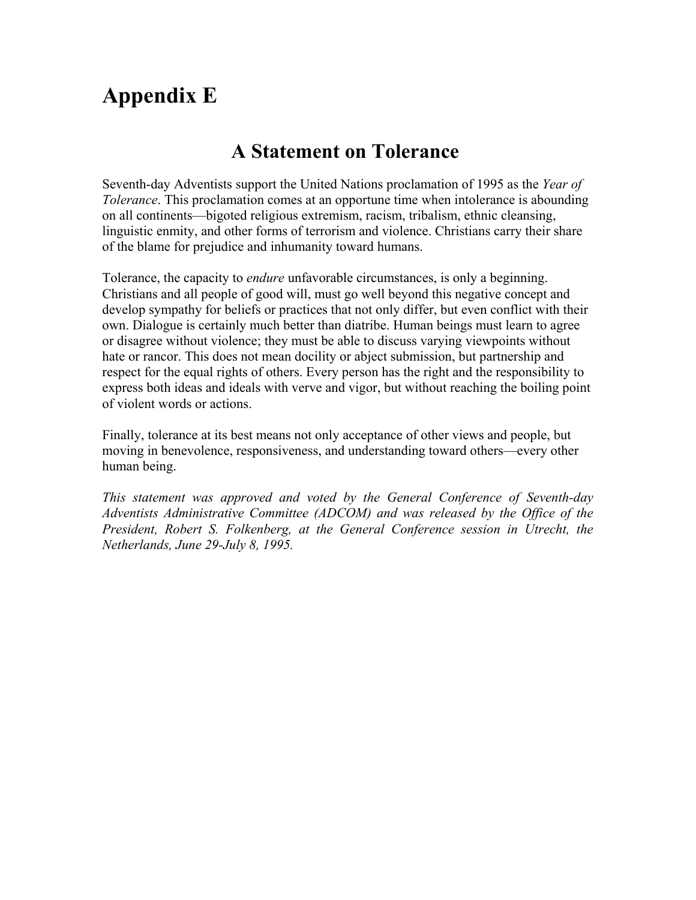# Appendix E

## A Statement on Tolerance

Seventh-day Adventists support the United Nations proclamation of 1995 as the *Year of Tolerance*. This proclamation comes at an opportune time when intolerance is abounding on all continents—bigoted religious extremism, racism, tribalism, ethnic cleansing, linguistic enmity, and other forms of terrorism and violence. Christians carry their share of the blame for prejudice and inhumanity toward humans.

Tolerance, the capacity to *endure* unfavorable circumstances, is only a beginning. Christians and all people of good will, must go well beyond this negative concept and develop sympathy for beliefs or practices that not only differ, but even conflict with their own. Dialogue is certainly much better than diatribe. Human beings must learn to agree or disagree without violence; they must be able to discuss varying viewpoints without hate or rancor. This does not mean docility or abject submission, but partnership and respect for the equal rights of others. Every person has the right and the responsibility to express both ideas and ideals with verve and vigor, but without reaching the boiling point of violent words or actions.

Finally, tolerance at its best means not only acceptance of other views and people, but moving in benevolence, responsiveness, and understanding toward others—every other human being.

*This statement was approved and voted by the General Conference of Seventh-day Adventists Administrative Committee (ADCOM) and was released by the Office of the President, Robert S. Folkenberg, at the General Conference session in Utrecht, the Netherlands, June 29-July 8, 1995.*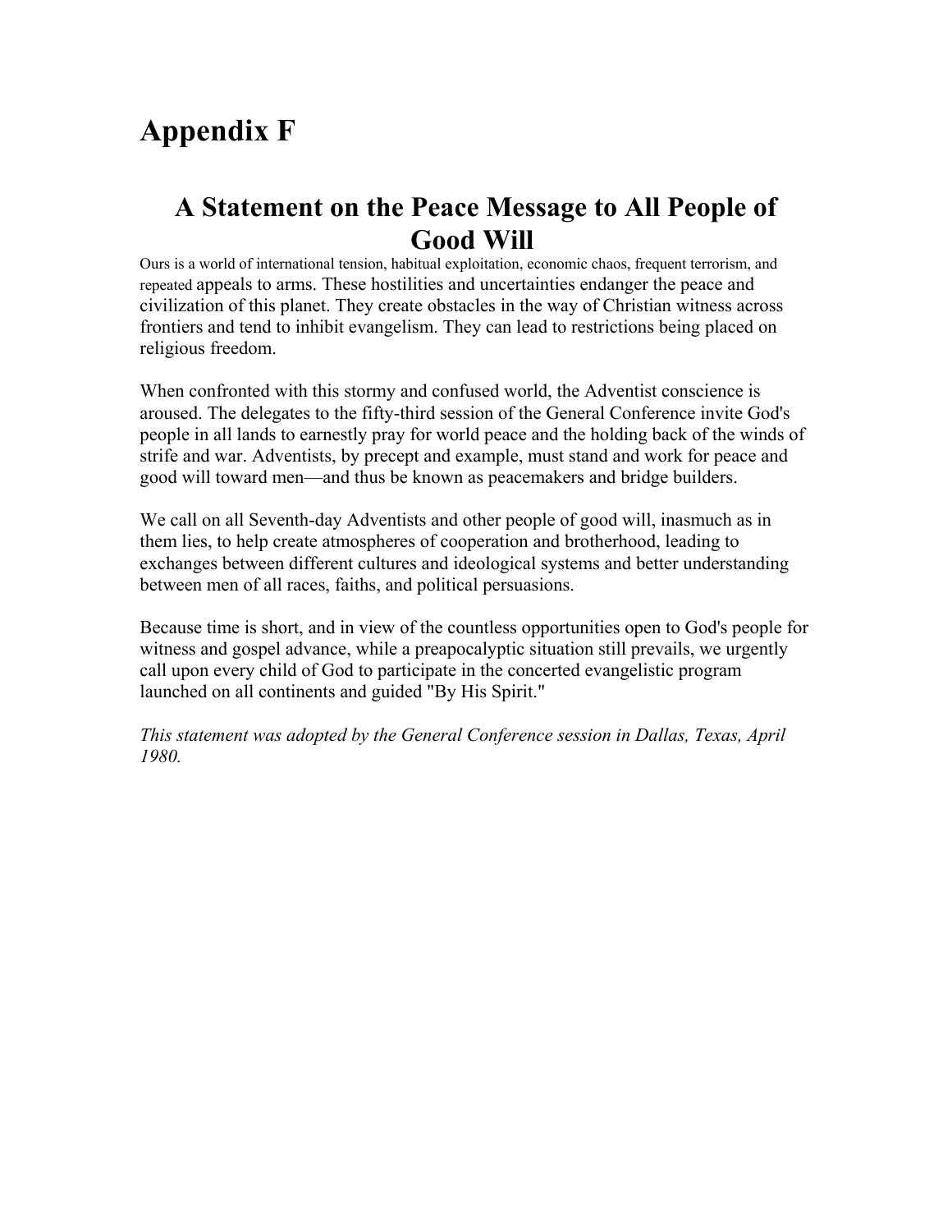# Appendix F

## A Statement on the Peace Message to All People of Good Will

Ours is a world of international tension, habitual exploitation, economic chaos, frequent terrorism, and repeated appeals to arms. These hostilities and uncertainties endanger the peace and civilization of this planet. They create obstacles in the way of Christian witness across frontiers and tend to inhibit evangelism. They can lead to restrictions being placed on religious freedom.

When confronted with this stormy and confused world, the Adventist conscience is aroused. The delegates to the fifty-third session of the General Conference invite God's people in all lands to earnestly pray for world peace and the holding back of the winds of strife and war. Adventists, by precept and example, must stand and work for peace and good will toward men—and thus be known as peacemakers and bridge builders.

We call on all Seventh-day Adventists and other people of good will, inasmuch as in them lies, to help create atmospheres of cooperation and brotherhood, leading to exchanges between different cultures and ideological systems and better understanding between men of all races, faiths, and political persuasions.

Because time is short, and in view of the countless opportunities open to God's people for witness and gospel advance, while a preapocalyptic situation still prevails, we urgently call upon every child of God to participate in the concerted evangelistic program launched on all continents and guided "By His Spirit."

*This statement was adopted by the General Conference session in Dallas, Texas, April 1980.*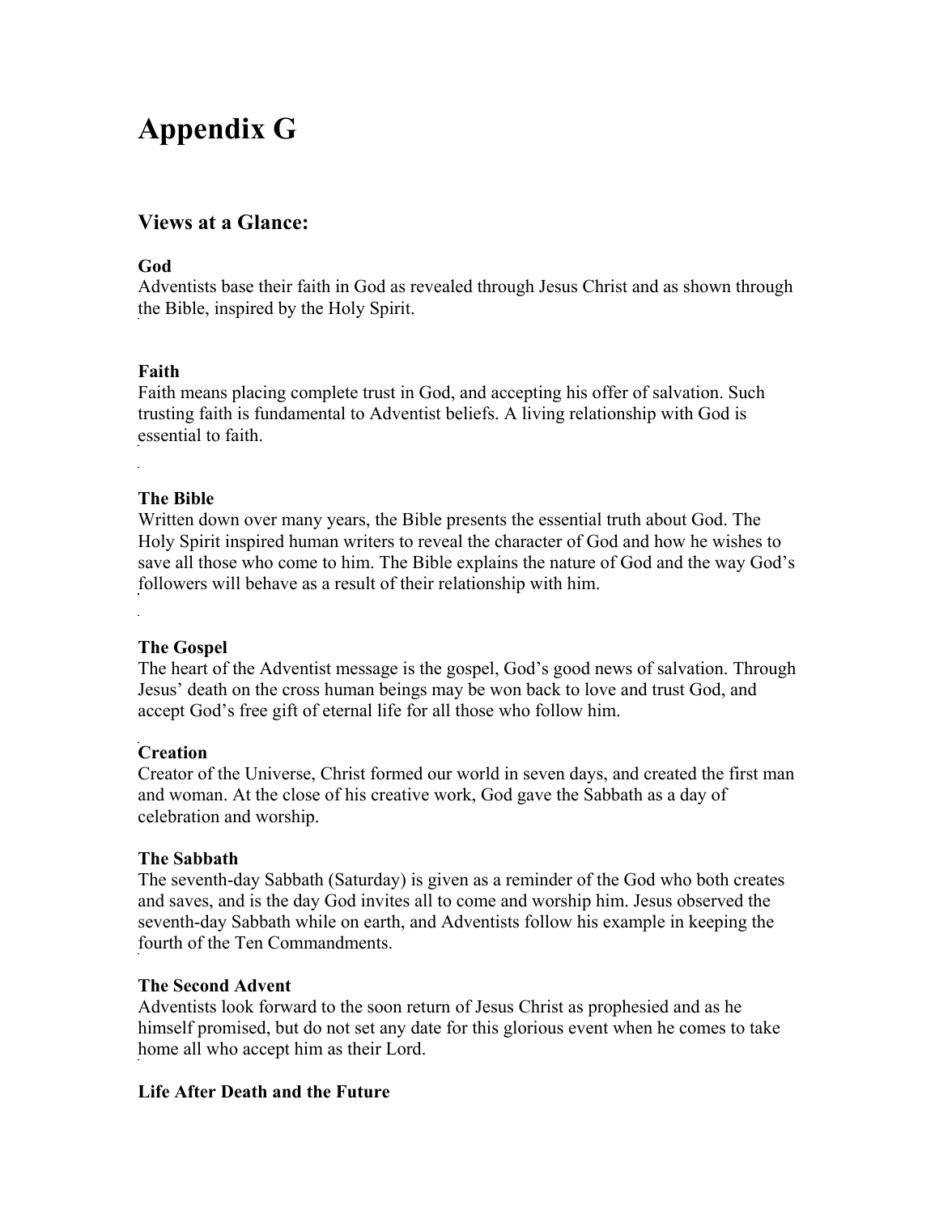# Appendix G

## Views at a Glance:

**God**
Adventists base their faith in God as revealed through Jesus Christ and as shown through the Bible, inspired by the Holy Spirit.

**Faith**
Faith means placing complete trust in God, and accepting his offer of salvation. Such trusting faith is fundamental to Adventist beliefs. A living relationship with God is essential to faith.

**The Bible**
Written down over many years, the Bible presents the essential truth about God. The Holy Spirit inspired human writers to reveal the character of God and how he wishes to save all those who come to him. The Bible explains the nature of God and the way God's followers will behave as a result of their relationship with him.

**The Gospel**
The heart of the Adventist message is the gospel, God's good news of salvation. Through Jesus' death on the cross human beings may be won back to love and trust God, and accept God's free gift of eternal life for all those who follow him.

**Creation**
Creator of the Universe, Christ formed our world in seven days, and created the first man and woman. At the close of his creative work, God gave the Sabbath as a day of celebration and worship.

**The Sabbath**
The seventh-day Sabbath (Saturday) is given as a reminder of the God who both creates and saves, and is the day God invites all to come and worship him. Jesus observed the seventh-day Sabbath while on earth, and Adventists follow his example in keeping the fourth of the Ten Commandments.

**The Second Advent**
Adventists look forward to the soon return of Jesus Christ as prophesied and as he himself promised, but do not set any date for this glorious event when he comes to take home all who accept him as their Lord.

**Life After Death and the Future**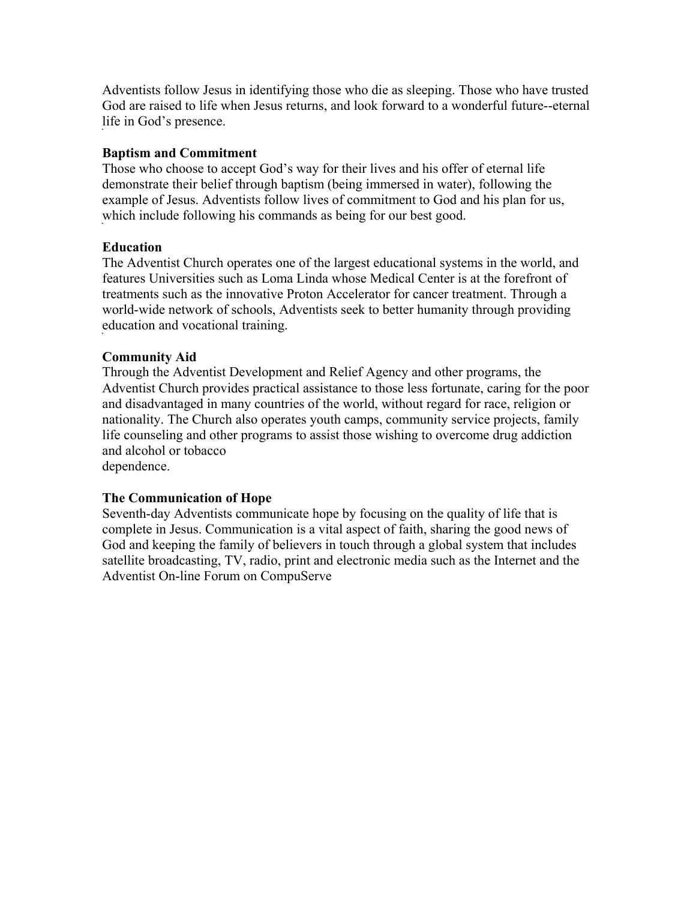Adventists follow Jesus in identifying those who die as sleeping. Those who have trusted God are raised to life when Jesus returns, and look forward to a wonderful future--eternal life in God's presence.

**Baptism and Commitment**
Those who choose to accept God's way for their lives and his offer of eternal life demonstrate their belief through baptism (being immersed in water), following the example of Jesus. Adventists follow lives of commitment to God and his plan for us, which include following his commands as being for our best good.

**Education**
The Adventist Church operates one of the largest educational systems in the world, and features Universities such as Loma Linda whose Medical Center is at the forefront of treatments such as the innovative Proton Accelerator for cancer treatment. Through a world-wide network of schools, Adventists seek to better humanity through providing education and vocational training.

**Community Aid**
Through the Adventist Development and Relief Agency and other programs, the Adventist Church provides practical assistance to those less fortunate, caring for the poor and disadvantaged in many countries of the world, without regard for race, religion or nationality. The Church also operates youth camps, community service projects, family life counseling and other programs to assist those wishing to overcome drug addiction and alcohol or tobacco dependence.

**The Communication of Hope**
Seventh-day Adventists communicate hope by focusing on the quality of life that is complete in Jesus. Communication is a vital aspect of faith, sharing the good news of God and keeping the family of believers in touch through a global system that includes satellite broadcasting, TV, radio, print and electronic media such as the Internet and the Adventist On-line Forum on CompuServe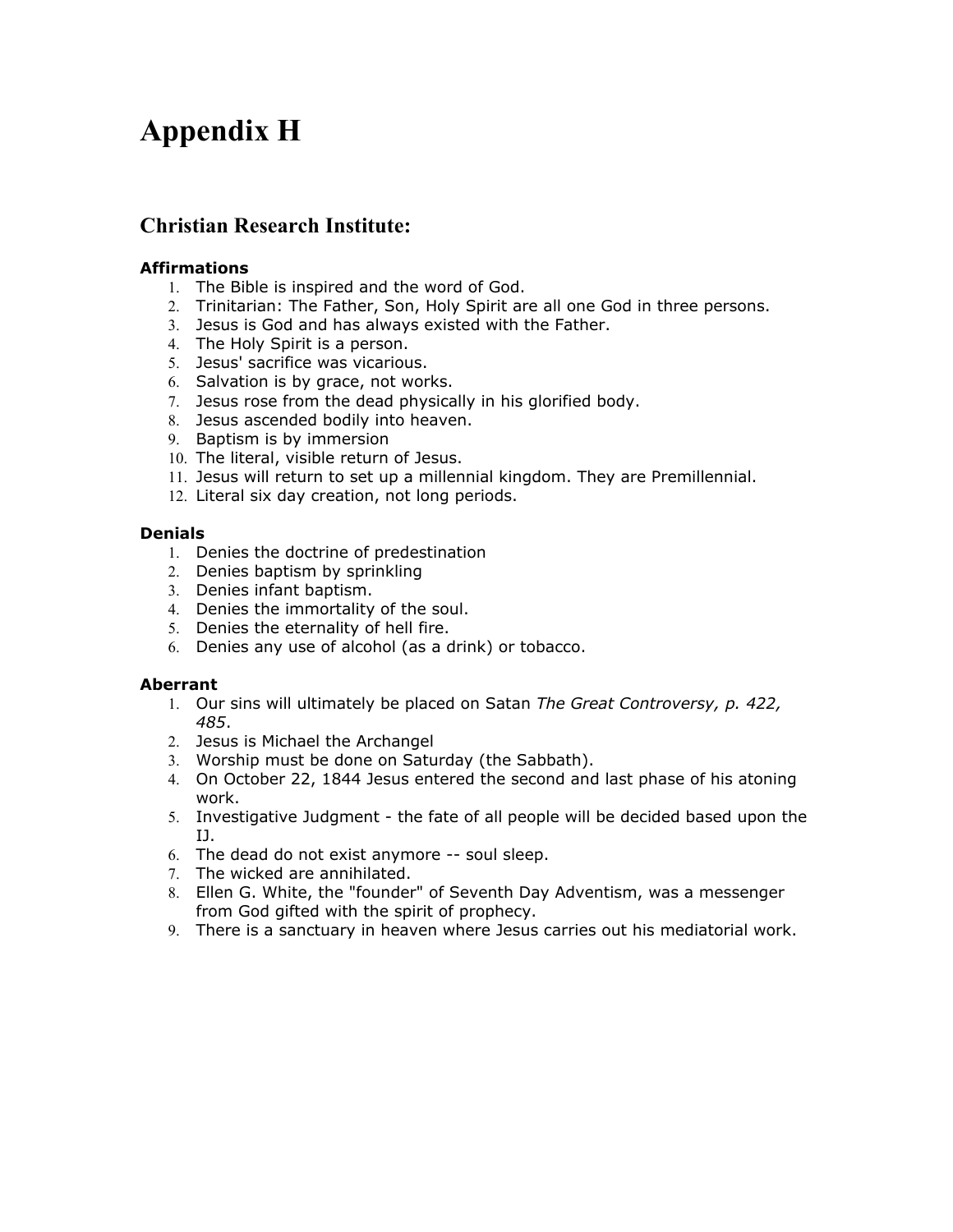# Appendix H

## Christian Research Institute:

**Affirmations**

1. The Bible is inspired and the word of God.
2. Trinitarian: The Father, Son, Holy Spirit are all one God in three persons.
3. Jesus is God and has always existed with the Father.
4. The Holy Spirit is a person.
5. Jesus' sacrifice was vicarious.
6. Salvation is by grace, not works.
7. Jesus rose from the dead physically in his glorified body.
8. Jesus ascended bodily into heaven.
9. Baptism is by immersion
10. The literal, visible return of Jesus.
11. Jesus will return to set up a millennial kingdom. They are Premillennial.
12. Literal six day creation, not long periods.

**Denials**

1. Denies the doctrine of predestination
2. Denies baptism by sprinkling
3. Denies infant baptism.
4. Denies the immortality of the soul.
5. Denies the eternality of hell fire.
6. Denies any use of alcohol (as a drink) or tobacco.

**Aberrant**

1. Our sins will ultimately be placed on Satan *The Great Controversy, p. 422, 485*.
2. Jesus is Michael the Archangel
3. Worship must be done on Saturday (the Sabbath).
4. On October 22, 1844 Jesus entered the second and last phase of his atoning work.
5. Investigative Judgment - the fate of all people will be decided based upon the IJ.
6. The dead do not exist anymore -- soul sleep.
7. The wicked are annihilated.
8. Ellen G. White, the "founder" of Seventh Day Adventism, was a messenger from God gifted with the spirit of prophecy.
9. There is a sanctuary in heaven where Jesus carries out his mediatorial work.